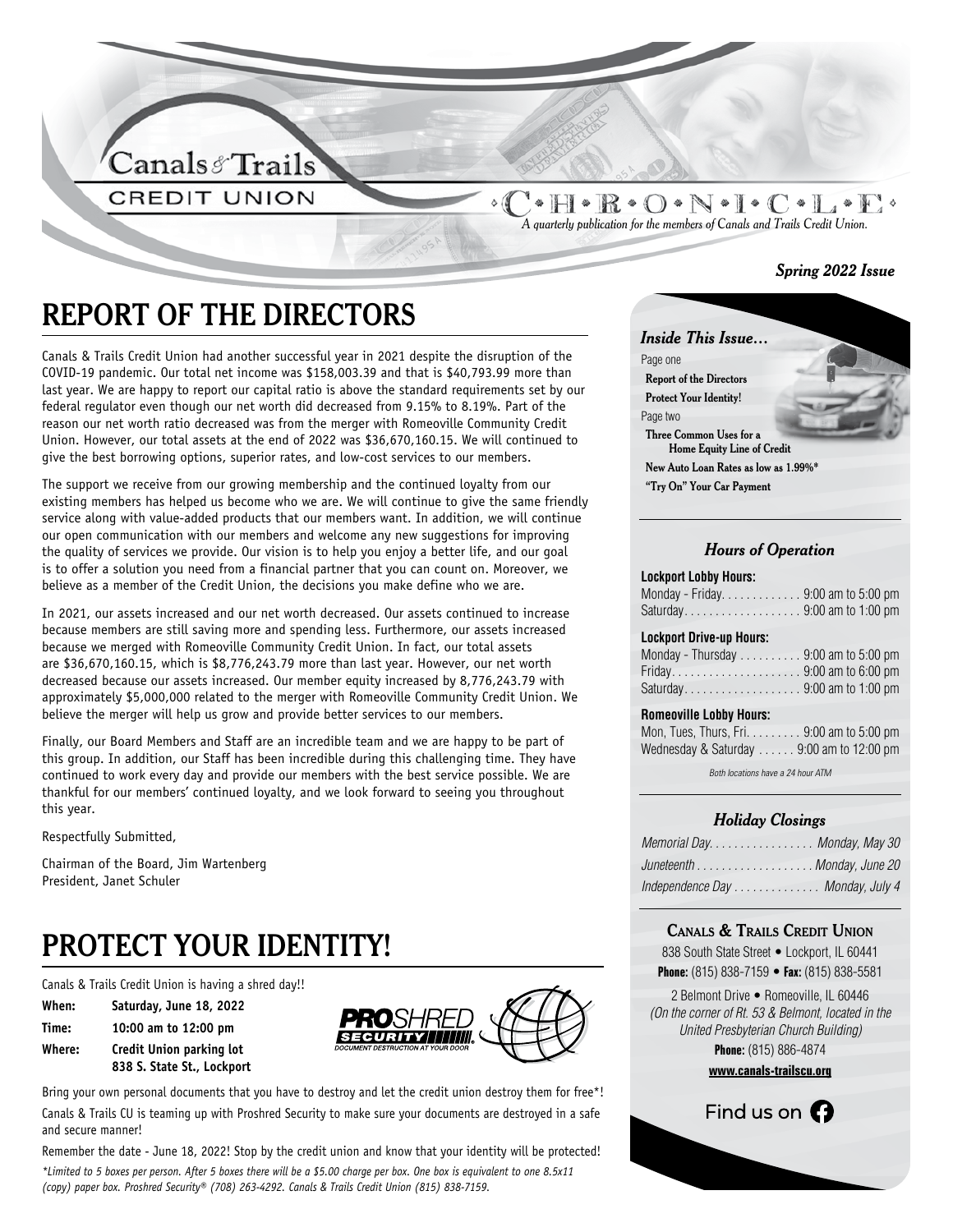# Canals & Trails Credit Union

## CHRONICLE

*A quarterly publication for the members of Canals and Trails Credit Union.*

***Spring 2022 Issue***

# REPORT OF THE DIRECTORS

Canals & Trails Credit Union had another successful year in 2021 despite the disruption of the COVID-19 pandemic. Our total net income was $158,003.39 and that is $40,793.99 more than last year. We are happy to report our capital ratio is above the standard requirements set by our federal regulator even though our net worth did decreased from 9.15% to 8.19%. Part of the reason our net worth ratio decreased was from the merger with Romeoville Community Credit Union. However, our total assets at the end of 2022 was $36,670,160.15. We will continued to give the best borrowing options, superior rates, and low-cost services to our members.

The support we receive from our growing membership and the continued loyalty from our existing members has helped us become who we are. We will continue to give the same friendly service along with value-added products that our members want. In addition, we will continue our open communication with our members and welcome any new suggestions for improving the quality of services we provide. Our vision is to help you enjoy a better life, and our goal is to offer a solution you need from a financial partner that you can count on. Moreover, we believe as a member of the Credit Union, the decisions you make define who we are.

In 2021, our assets increased and our net worth decreased. Our assets continued to increase because members are still saving more and spending less. Furthermore, our assets increased because we merged with Romeoville Community Credit Union. In fact, our total assets are $36,670,160.15, which is $8,776,243.79 more than last year. However, our net worth decreased because our assets increased. Our member equity increased by 8,776,243.79 with approximately $5,000,000 related to the merger with Romeoville Community Credit Union. We believe the merger will help us grow and provide better services to our members.

Finally, our Board Members and Staff are an incredible team and we are happy to be part of this group. In addition, our Staff has been incredible during this challenging time. They have continued to work every day and provide our members with the best service possible. We are thankful for our members' continued loyalty, and we look forward to seeing you throughout this year.

Respectfully Submitted,

Chairman of the Board, Jim Wartenberg
President, Janet Schuler

# PROTECT YOUR IDENTITY!

Canals & Trails Credit Union is having a shred day!!

**When:** **Saturday, June 18, 2022**

**Time:** **10:00 am to 12:00 pm**

**Where:** **Credit Union parking lot**
**838 S. State St., Lockport**

PROSHRED SECURITY — DOCUMENT DESTRUCTION AT YOUR DOOR

Bring your own personal documents that you have to destroy and let the credit union destroy them for free*!

Canals & Trails CU is teaming up with Proshred Security to make sure your documents are destroyed in a safe and secure manner!

Remember the date - June 18, 2022! Stop by the credit union and know that your identity will be protected!

*\*Limited to 5 boxes per person. After 5 boxes there will be a $5.00 charge per box. One box is equivalent to one 8.5x11 (copy) paper box. Proshred Security® (708) 263-4292. Canals & Trails Credit Union (815) 838-7159.*

### *Inside This Issue…*

Page one

- **Report of the Directors**
- **Protect Your Identity!**

Page two

- **Three Common Uses for a Home Equity Line of Credit**
- **New Auto Loan Rates as low as 1.99%\***
- **"Try On" Your Car Payment**

### *Hours of Operation*

**Lockport Lobby Hours:**

Monday - Friday. . . . . . . . . . . . . 9:00 am to 5:00 pm
Saturday. . . . . . . . . . . . . . . . . . . 9:00 am to 1:00 pm

**Lockport Drive-up Hours:**

Monday - Thursday . . . . . . . . . . 9:00 am to 5:00 pm
Friday. . . . . . . . . . . . . . . . . . . . . 9:00 am to 6:00 pm
Saturday. . . . . . . . . . . . . . . . . . . 9:00 am to 1:00 pm

**Romeoville Lobby Hours:**

Mon, Tues, Thurs, Fri. . . . . . . . . 9:00 am to 5:00 pm
Wednesday & Saturday . . . . . . 9:00 am to 12:00 pm

*Both locations have a 24 hour ATM*

### *Holiday Closings*

*Memorial Day. . . . . . . . . . . . . . . . Monday, May 30*
*Juneteenth . . . . . . . . . . . . . . . . . . Monday, June 20*
*Independence Day . . . . . . . . . . . . . Monday, July 4*

### CANALS & TRAILS CREDIT UNION

838 South State Street • Lockport, IL 60441
**Phone:** (815) 838-7159 • **Fax:** (815) 838-5581

2 Belmont Drive • Romeoville, IL 60446
*(On the corner of Rt. 53 & Belmont, located in the United Presbyterian Church Building)*
**Phone:** (815) 886-4874

**www.canals-trailscu.org**

Find us on Facebook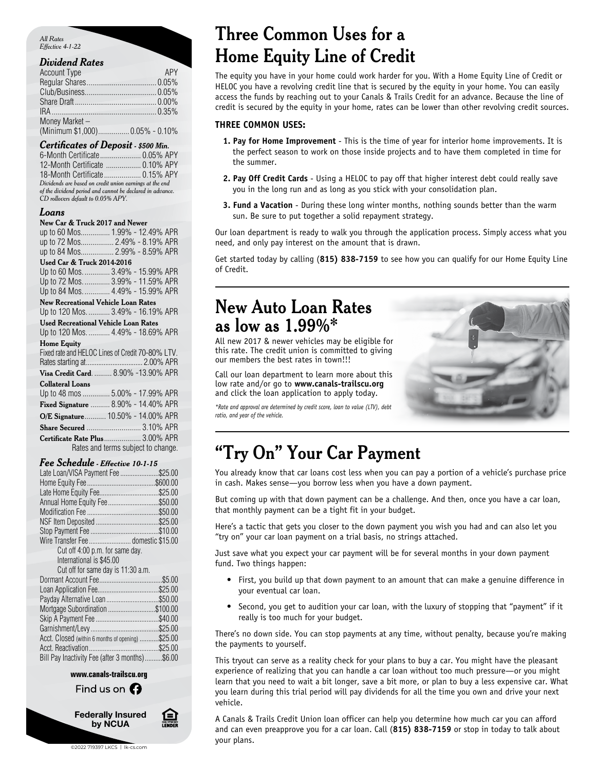*All Rates Effective 4-1-22*

### *Dividend Rates*

| Account Type | APY |
| --- | --- |
| Regular Shares | 0.05% |
| Club/Business | 0.05% |
| Share Draft | 0.00% |
| IRA | 0.35% |
| Money Market – (Minimum $1,000) | 0.05% - 0.10% |

### *Certificates of Deposit - $500 Min.*

| | |
| --- | --- |
| 6-Month Certificate | 0.05% APY |
| 12-Month Certificate | 0.10% APY |
| 18-Month Certificate | 0.15% APY |

*Dividends are based on credit union earnings at the end of the dividend period and cannot be declared in advance. CD rollovers default to 0.05% APY.*

### *Loans*

**New Car & Truck 2017 and Newer**

| | |
| --- | --- |
| up to 60 Mos | 1.99% - 12.49% APR |
| up to 72 Mos | 2.49% - 8.19% APR |
| up to 84 Mos | 2.99% - 8.59% APR |

**Used Car & Truck 2014-2016**

| | |
| --- | --- |
| Up to 60 Mos. | 3.49% - 15.99% APR |
| Up to 72 Mos. | 3.99% - 11.59% APR |
| Up to 84 Mos. | 4.49% - 15.99% APR |

**New Recreational Vehicle Loan Rates**

| | |
| --- | --- |
| Up to 120 Mos. | 3.49% - 16.19% APR |

**Used Recreational Vehicle Loan Rates**

| | |
| --- | --- |
| Up to 120 Mos. | 4.49% - 18.69% APR |

**Home Equity**

Fixed rate and HELOC Lines of Credit 70-80% LTV.

| | |
| --- | --- |
| Rates starting at | 2.00% APR |
| **Visa Credit Card** | 8.90% -13.90% APR |

**Collateral Loans**

| | |
| --- | --- |
| Up to 48 mos | 5.00% - 17.99% APR |
| **Fixed Signature** | 8.90% - 14.40% APR |
| **O/E Signature** | 10.50% - 14.00% APR |
| **Share Secured** | 3.10% APR |
| **Certificate Rate Plus** | 3.00% APR |

Rates and terms subject to change.

### *Fee Schedule - Effective 10-1-15*

| | |
| --- | --- |
| Late Loan/VISA Payment Fee | $25.00 |
| Home Equity Fee | $600.00 |
| Late Home Equity Fee | $25.00 |
| Annual Home Equity Fee | $50.00 |
| Modification Fee | $50.00 |
| NSF Item Deposited | $25.00 |
| Stop Payment Fee | $10.00 |
| Wire Transfer Fee | domestic $15.00 |

Cut off 4:00 p.m. for same day.
International is $45.00
Cut off for same day is 11:30 a.m.

| | |
| --- | --- |
| Dormant Account Fee | $5.00 |
| Loan Application Fee | $25.00 |
| Payday Alternative Loan | $50.00 |
| Mortgage Subordination | $100.00 |
| Skip A Payment Fee | $40.00 |
| Garnishment/Levy | $25.00 |
| Acct. Closed (within 6 months of opening) | $25.00 |
| Acct. Reactivation | $25.00 |
| Bill Pay Inactivity Fee (after 3 months) | $6.00 |

**www.canals-trailscu.org**

Find us on Facebook

**Federally Insured by NCUA**

©2022 719397 LKCS | lk-cs.com

# Three Common Uses for a Home Equity Line of Credit

The equity you have in your home could work harder for you. With a Home Equity Line of Credit or HELOC you have a revolving credit line that is secured by the equity in your home. You can easily access the funds by reaching out to your Canals & Trails Credit for an advance. Because the line of credit is secured by the equity in your home, rates can be lower than other revolving credit sources.

**THREE COMMON USES:**

1. **Pay for Home Improvement** - This is the time of year for interior home improvements. It is the perfect season to work on those inside projects and to have them completed in time for the summer.
2. **Pay Off Credit Cards** - Using a HELOC to pay off that higher interest debt could really save you in the long run and as long as you stick with your consolidation plan.
3. **Fund a Vacation** - During these long winter months, nothing sounds better than the warm sun. Be sure to put together a solid repayment strategy.

Our loan department is ready to walk you through the application process. Simply access what you need, and only pay interest on the amount that is drawn.

Get started today by calling (**815) 838-7159** to see how you can qualify for our Home Equity Line of Credit.

# New Auto Loan Rates as low as 1.99%*

All new 2017 & newer vehicles may be eligible for this rate. The credit union is committed to giving our members the best rates in town!!!

Call our loan department to learn more about this low rate and/or go to **www.canals-trailscu.org** and click the loan application to apply today.

*\*Rate and approval are determined by credit score, loan to value (LTV), debt ratio, and year of the vehicle.*

# "Try On" Your Car Payment

You already know that car loans cost less when you can pay a portion of a vehicle's purchase price in cash. Makes sense—you borrow less when you have a down payment.

But coming up with that down payment can be a challenge. And then, once you have a car loan, that monthly payment can be a tight fit in your budget.

Here's a tactic that gets you closer to the down payment you wish you had and can also let you "try on" your car loan payment on a trial basis, no strings attached.

Just save what you expect your car payment will be for several months in your down payment fund. Two things happen:

- First, you build up that down payment to an amount that can make a genuine difference in your eventual car loan.
- Second, you get to audition your car loan, with the luxury of stopping that "payment" if it really is too much for your budget.

There's no down side. You can stop payments at any time, without penalty, because you're making the payments to yourself.

This tryout can serve as a reality check for your plans to buy a car. You might have the pleasant experience of realizing that you can handle a car loan without too much pressure—or you might learn that you need to wait a bit longer, save a bit more, or plan to buy a less expensive car. What you learn during this trial period will pay dividends for all the time you own and drive your next vehicle.

A Canals & Trails Credit Union loan officer can help you determine how much car you can afford and can even preapprove you for a car loan. Call (**815) 838-7159** or stop in today to talk about your plans.